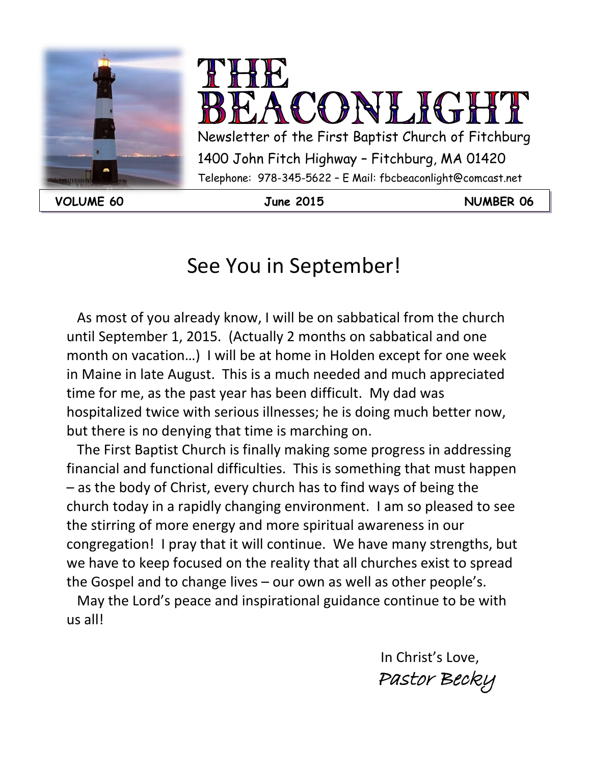# THE BEACONLIGHT

Newsletter of the First Baptist Church of Fitchburg

1400 John Fitch Highway – Fitchburg, MA 01420

Telephone: 978-345-5622 – E Mail: fbcbeaconlight@comcast.net

**VOLUME 60** | **June 2015** | **NUMBER 06**

## See You in September!

As most of you already know, I will be on sabbatical from the church until September 1, 2015. (Actually 2 months on sabbatical and one month on vacation…) I will be at home in Holden except for one week in Maine in late August. This is a much needed and much appreciated time for me, as the past year has been difficult. My dad was hospitalized twice with serious illnesses; he is doing much better now, but there is no denying that time is marching on.

The First Baptist Church is finally making some progress in addressing financial and functional difficulties. This is something that must happen – as the body of Christ, every church has to find ways of being the church today in a rapidly changing environment. I am so pleased to see the stirring of more energy and more spiritual awareness in our congregation! I pray that it will continue. We have many strengths, but we have to keep focused on the reality that all churches exist to spread the Gospel and to change lives – our own as well as other people's.

May the Lord's peace and inspirational guidance continue to be with us all!

In Christ's Love,

*Pastor Becky*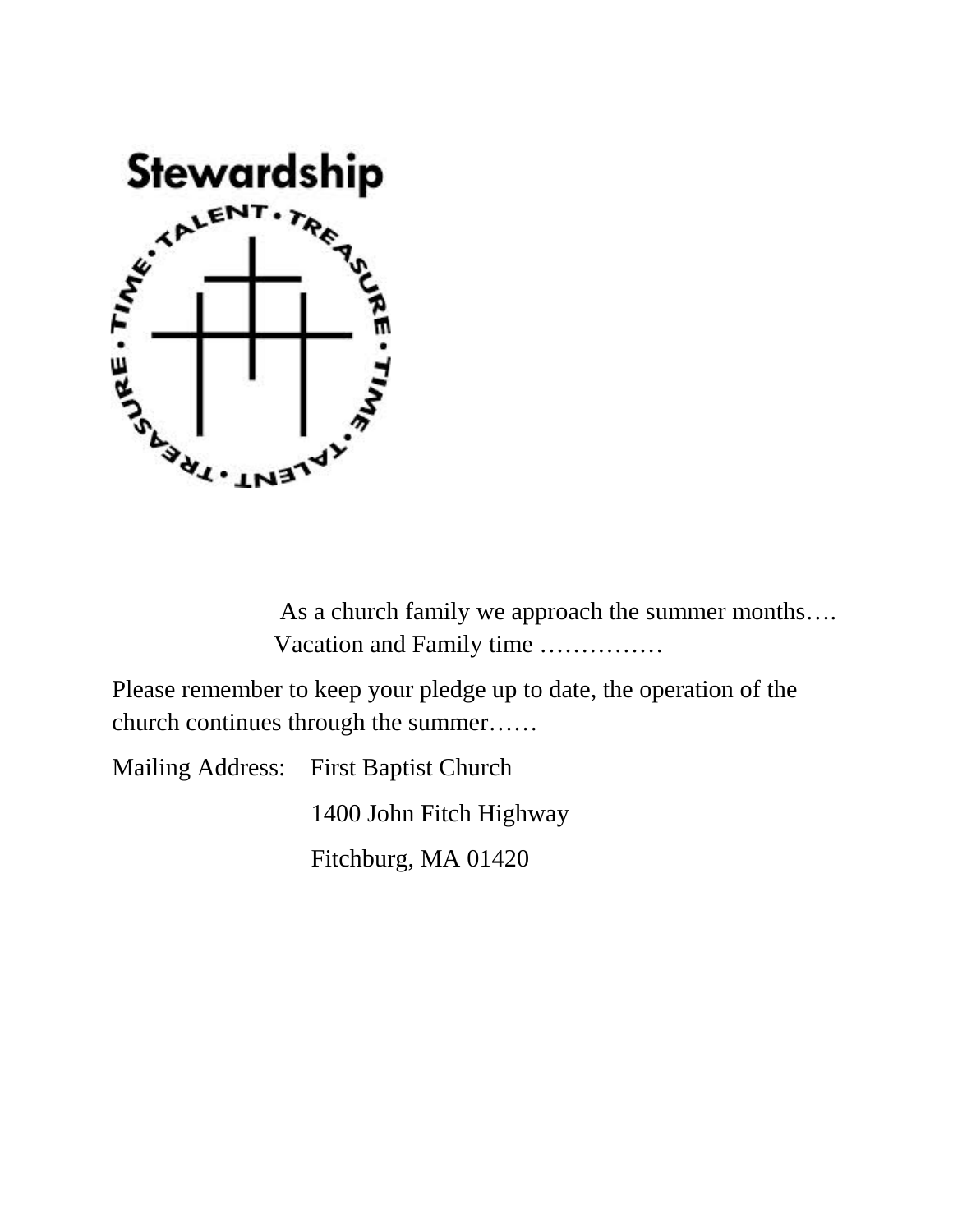# Stewardship

TIME • TALENT • TREASURE • TIME • TALENT • TREASURE

As a church family we approach the summer months….
Vacation and Family time ……………

Please remember to keep your pledge up to date, the operation of the church continues through the summer……

Mailing Address: First Baptist Church
1400 John Fitch Highway
Fitchburg, MA 01420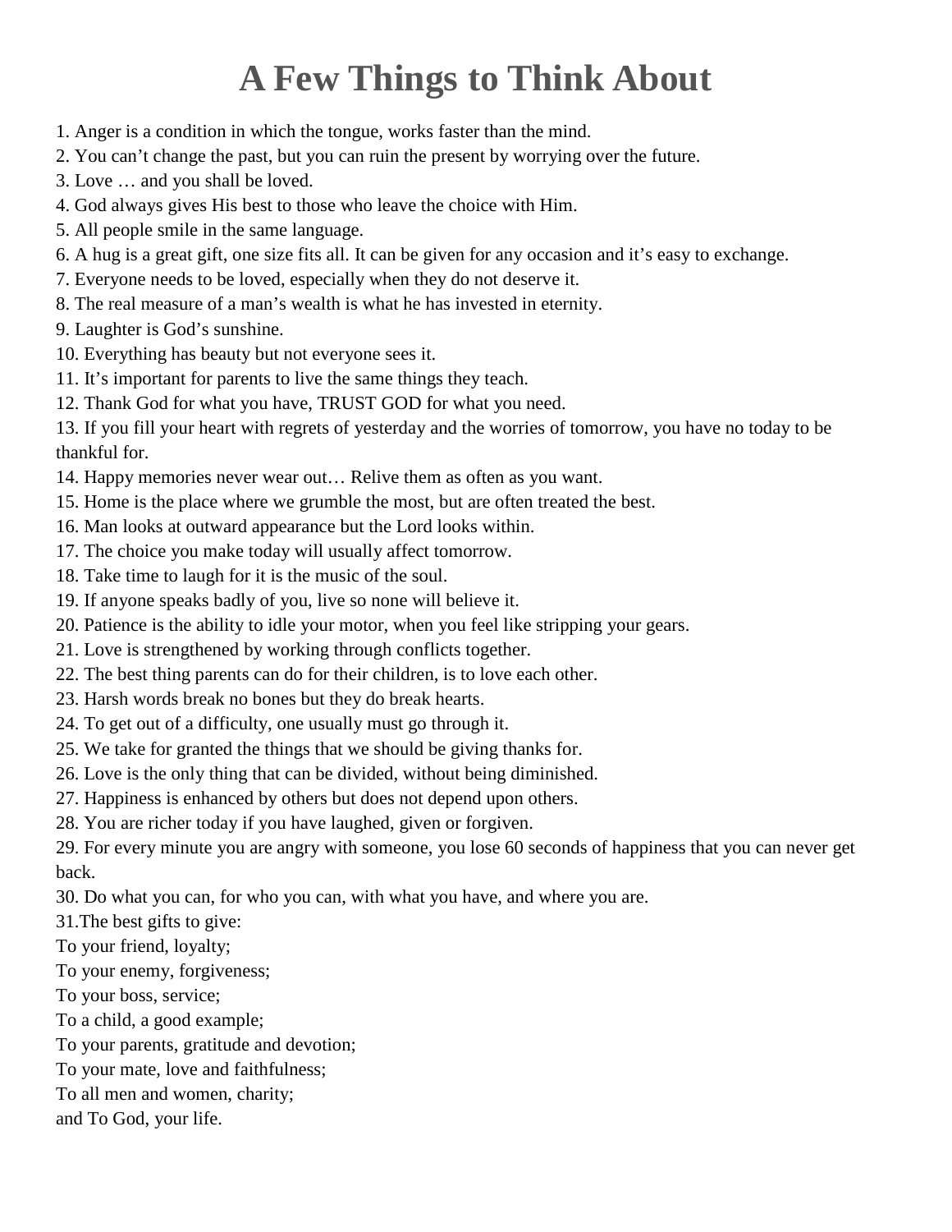# A Few Things to Think About

1. Anger is a condition in which the tongue, works faster than the mind.
2. You can't change the past, but you can ruin the present by worrying over the future.
3. Love … and you shall be loved.
4. God always gives His best to those who leave the choice with Him.
5. All people smile in the same language.
6. A hug is a great gift, one size fits all. It can be given for any occasion and it's easy to exchange.
7. Everyone needs to be loved, especially when they do not deserve it.
8. The real measure of a man's wealth is what he has invested in eternity.
9. Laughter is God's sunshine.
10. Everything has beauty but not everyone sees it.
11. It's important for parents to live the same things they teach.
12. Thank God for what you have, TRUST GOD for what you need.
13. If you fill your heart with regrets of yesterday and the worries of tomorrow, you have no today to be thankful for.
14. Happy memories never wear out… Relive them as often as you want.
15. Home is the place where we grumble the most, but are often treated the best.
16. Man looks at outward appearance but the Lord looks within.
17. The choice you make today will usually affect tomorrow.
18. Take time to laugh for it is the music of the soul.
19. If anyone speaks badly of you, live so none will believe it.
20. Patience is the ability to idle your motor, when you feel like stripping your gears.
21. Love is strengthened by working through conflicts together.
22. The best thing parents can do for their children, is to love each other.
23. Harsh words break no bones but they do break hearts.
24. To get out of a difficulty, one usually must go through it.
25. We take for granted the things that we should be giving thanks for.
26. Love is the only thing that can be divided, without being diminished.
27. Happiness is enhanced by others but does not depend upon others.
28. You are richer today if you have laughed, given or forgiven.
29. For every minute you are angry with someone, you lose 60 seconds of happiness that you can never get back.
30. Do what you can, for who you can, with what you have, and where you are.
31. The best gifts to give:

To your friend, loyalty;
To your enemy, forgiveness;
To your boss, service;
To a child, a good example;
To your parents, gratitude and devotion;
To your mate, love and faithfulness;
To all men and women, charity;
and To God, your life.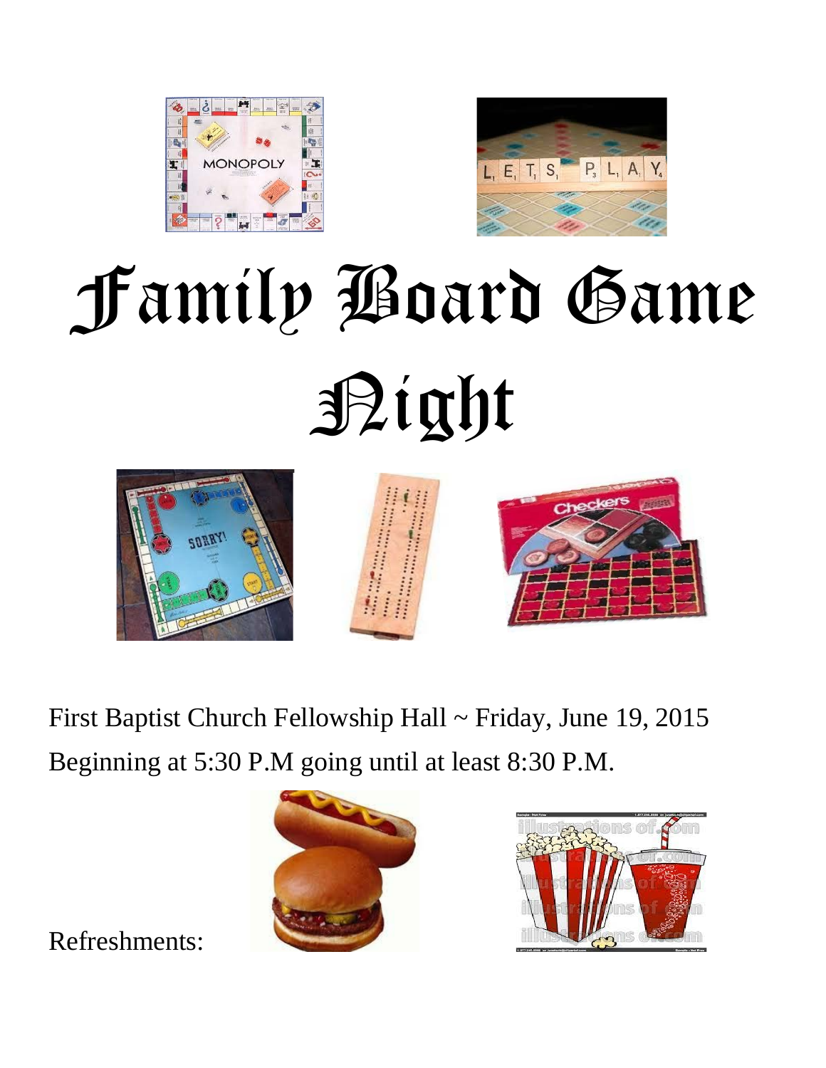# Family Board Game Night

First Baptist Church Fellowship Hall ~ Friday, June 19, 2015

Beginning at 5:30 P.M going until at least 8:30 P.M.

Refreshments: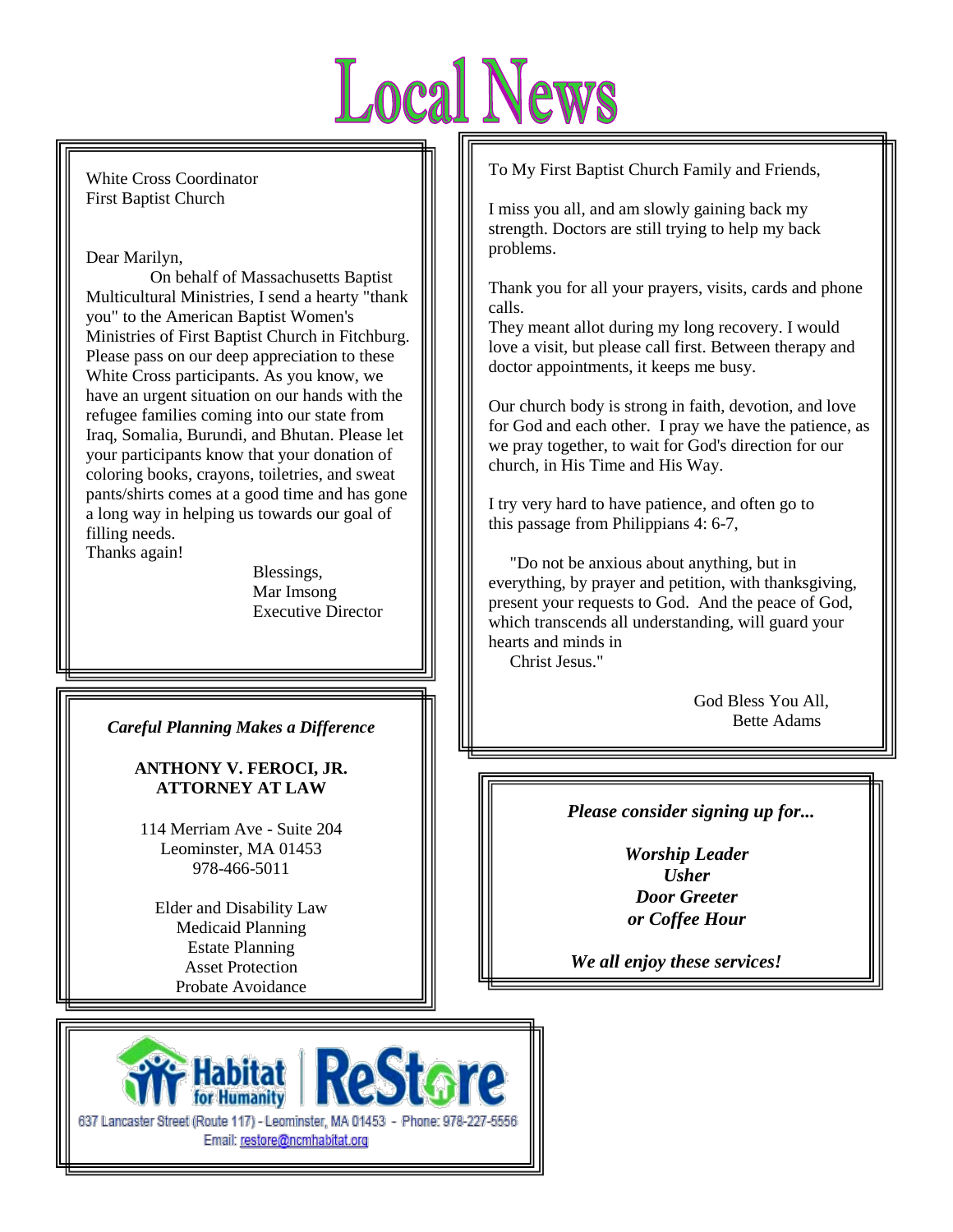# Local News

White Cross Coordinator
First Baptist Church

Dear Marilyn,

On behalf of Massachusetts Baptist Multicultural Ministries, I send a hearty "thank you" to the American Baptist Women's Ministries of First Baptist Church in Fitchburg. Please pass on our deep appreciation to these White Cross participants. As you know, we have an urgent situation on our hands with the refugee families coming into our state from Iraq, Somalia, Burundi, and Bhutan. Please let your participants know that your donation of coloring books, crayons, toiletries, and sweat pants/shirts comes at a good time and has gone a long way in helping us towards our goal of filling needs.
Thanks again!

Blessings,
Mar Imsong
Executive Director

---

To My First Baptist Church Family and Friends,

I miss you all, and am slowly gaining back my strength. Doctors are still trying to help my back problems.

Thank you for all your prayers, visits, cards and phone calls.
They meant allot during my long recovery. I would love a visit, but please call first. Between therapy and doctor appointments, it keeps me busy.

Our church body is strong in faith, devotion, and love for God and each other. I pray we have the patience, as we pray together, to wait for God's direction for our church, in His Time and His Way.

I try very hard to have patience, and often go to this passage from Philippians 4: 6-7,

"Do not be anxious about anything, but in everything, by prayer and petition, with thanksgiving, present your requests to God. And the peace of God, which transcends all understanding, will guard your hearts and minds in Christ Jesus."

God Bless You All,
Bette Adams

---

***Careful Planning Makes a Difference***

**ANTHONY V. FEROCI, JR.**
**ATTORNEY AT LAW**

114 Merriam Ave - Suite 204
Leominster, MA 01453
978-466-5011

Elder and Disability Law
Medicaid Planning
Estate Planning
Asset Protection
Probate Avoidance

---

***Please consider signing up for...***

***Worship Leader***
***Usher***
***Door Greeter***
***or Coffee Hour***

***We all enjoy these services!***

---

Habitat for Humanity | ReStore

637 Lancaster Street (Route 117) - Leominster, MA 01453 - Phone: 978-227-5556
Email: restore@ncmhabitat.org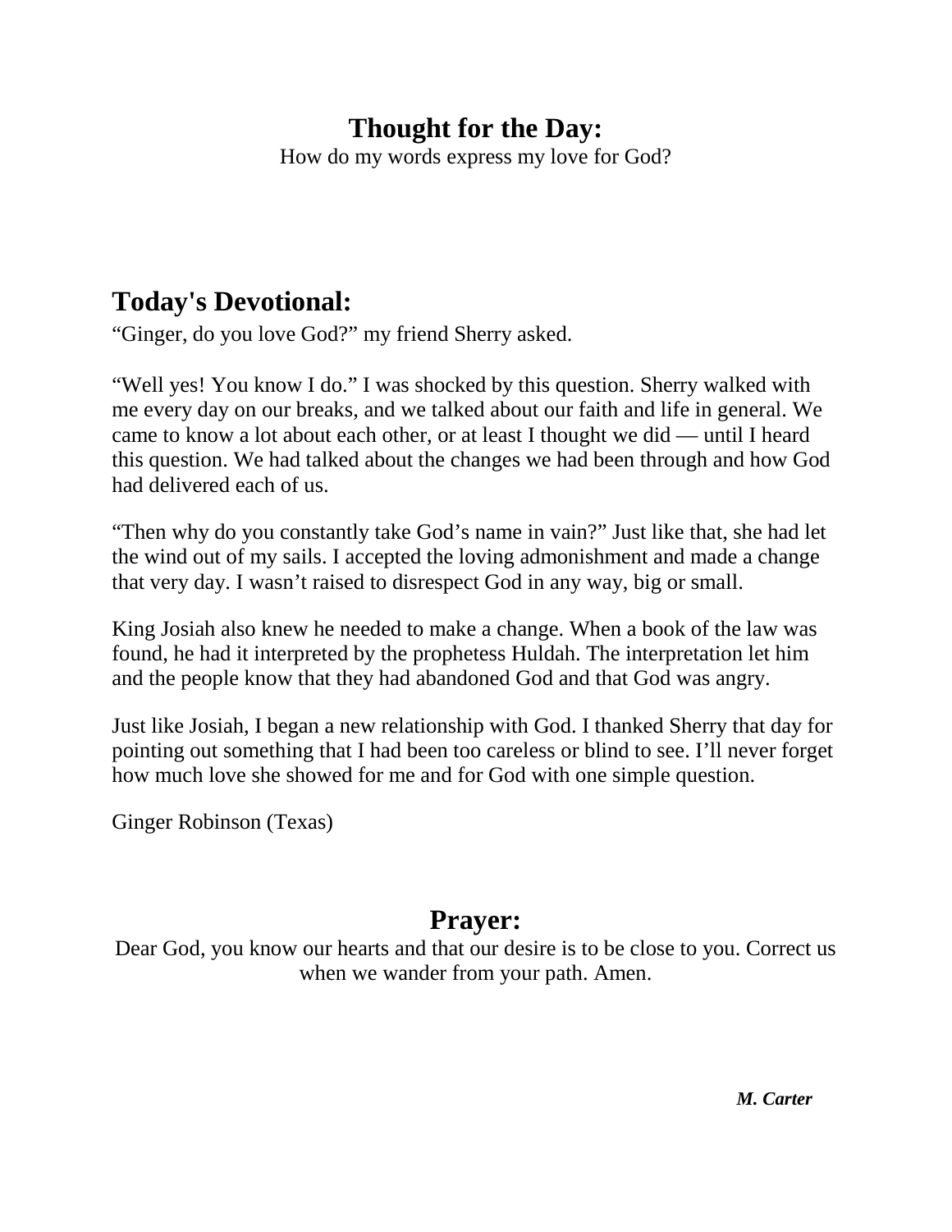## Thought for the Day:

How do my words express my love for God?

## Today's Devotional:

“Ginger, do you love God?” my friend Sherry asked.

“Well yes! You know I do.” I was shocked by this question. Sherry walked with me every day on our breaks, and we talked about our faith and life in general. We came to know a lot about each other, or at least I thought we did — until I heard this question. We had talked about the changes we had been through and how God had delivered each of us.

“Then why do you constantly take God’s name in vain?” Just like that, she had let the wind out of my sails. I accepted the loving admonishment and made a change that very day. I wasn’t raised to disrespect God in any way, big or small.

King Josiah also knew he needed to make a change. When a book of the law was found, he had it interpreted by the prophetess Huldah. The interpretation let him and the people know that they had abandoned God and that God was angry.

Just like Josiah, I began a new relationship with God. I thanked Sherry that day for pointing out something that I had been too careless or blind to see. I’ll never forget how much love she showed for me and for God with one simple question.

Ginger Robinson (Texas)

## Prayer:

Dear God, you know our hearts and that our desire is to be close to you. Correct us when we wander from your path. Amen.

***M. Carter***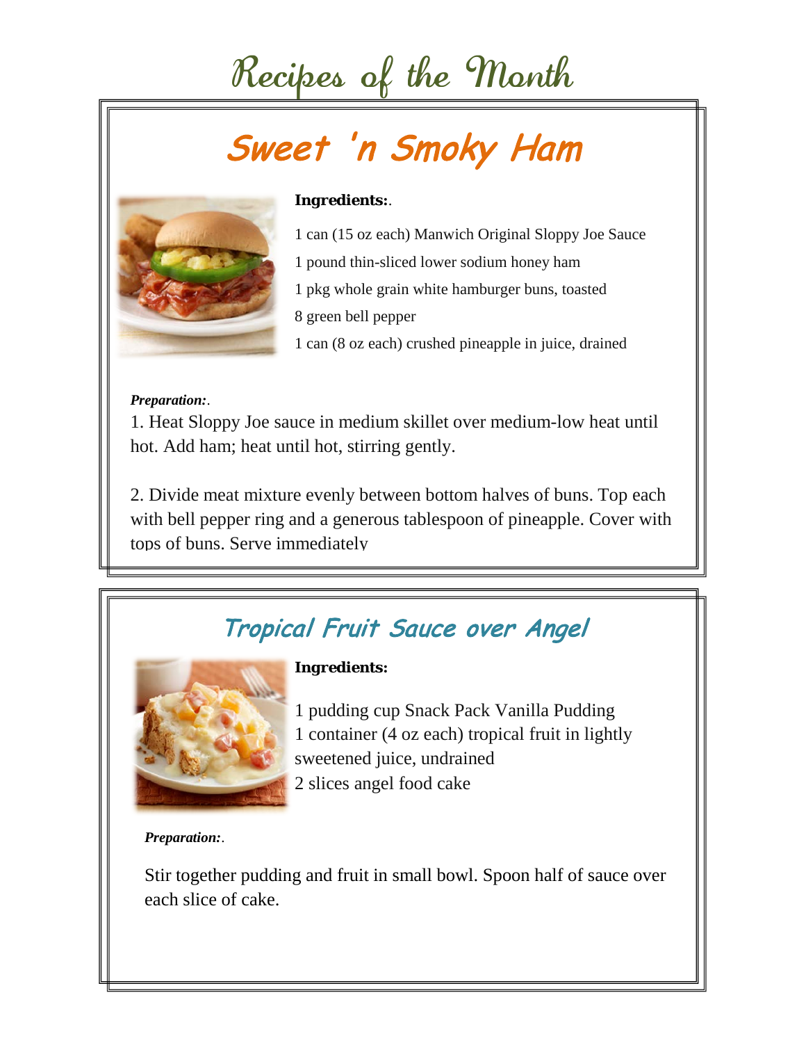# Recipes of the Month

## Sweet 'n Smoky Ham

**Ingredients:**.

1 can (15 oz each) Manwich Original Sloppy Joe Sauce
1 pound thin-sliced lower sodium honey ham
1 pkg whole grain white hamburger buns, toasted
8 green bell pepper
1 can (8 oz each) crushed pineapple in juice, drained

***Preparation:***.

1. Heat Sloppy Joe sauce in medium skillet over medium-low heat until hot. Add ham; heat until hot, stirring gently.

2. Divide meat mixture evenly between bottom halves of buns. Top each with bell pepper ring and a generous tablespoon of pineapple. Cover with tops of buns. Serve immediately

## Tropical Fruit Sauce over Angel

**Ingredients:**

1 pudding cup Snack Pack Vanilla Pudding
1 container (4 oz each) tropical fruit in lightly sweetened juice, undrained
2 slices angel food cake

***Preparation:***.

Stir together pudding and fruit in small bowl. Spoon half of sauce over each slice of cake.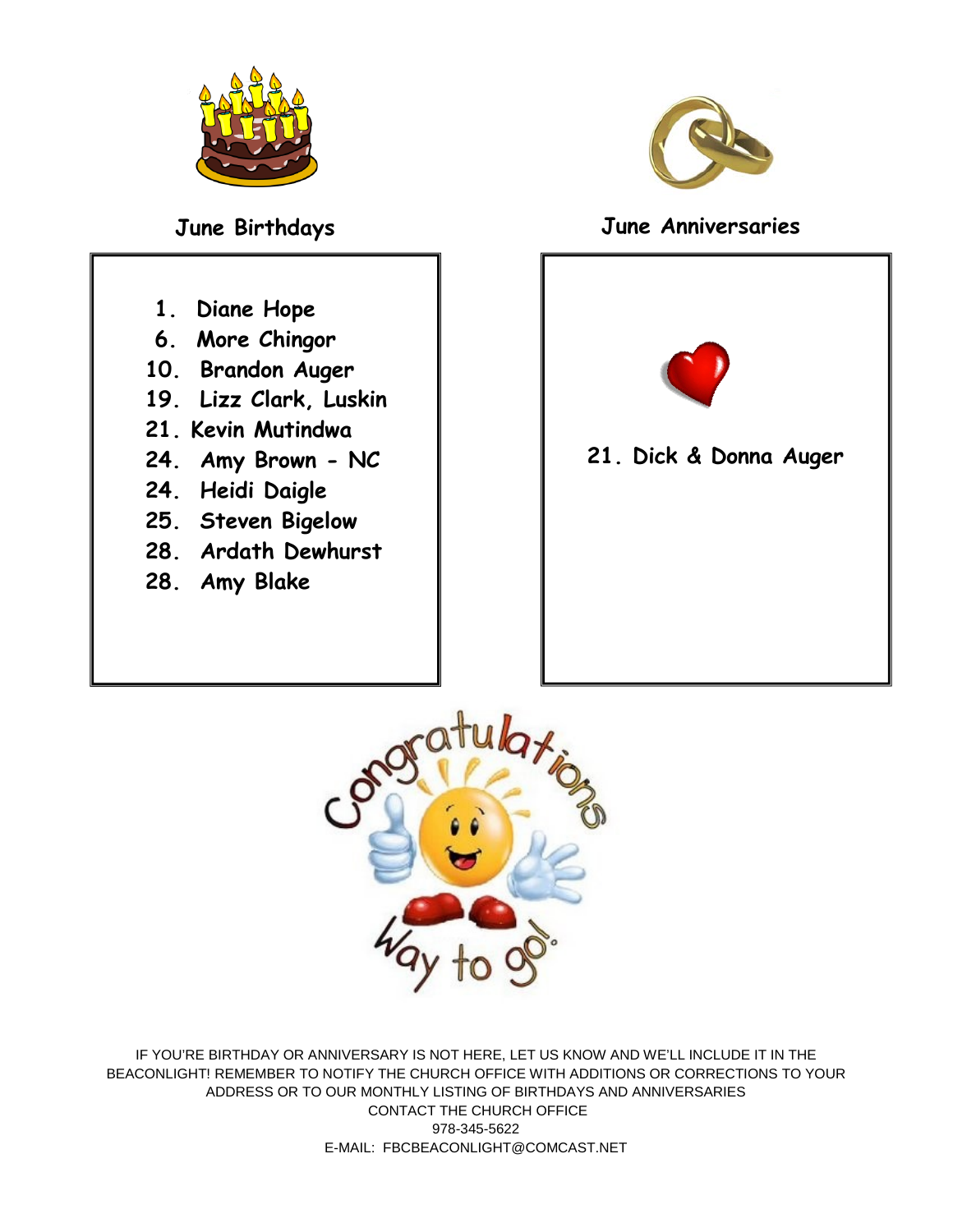## June Birthdays

1. Diane Hope
6. More Chingor
10. Brandon Auger
19. Lizz Clark, Luskin
21. Kevin Mutindwa
24. Amy Brown - NC
24. Heidi Daigle
25. Steven Bigelow
28. Ardath Dewhurst
28. Amy Blake

## June Anniversaries

21. Dick & Donna Auger

IF YOU'RE BIRTHDAY OR ANNIVERSARY IS NOT HERE, LET US KNOW AND WE'LL INCLUDE IT IN THE BEACONLIGHT! REMEMBER TO NOTIFY THE CHURCH OFFICE WITH ADDITIONS OR CORRECTIONS TO YOUR ADDRESS OR TO OUR MONTHLY LISTING OF BIRTHDAYS AND ANNIVERSARIES

CONTACT THE CHURCH OFFICE

978-345-5622

E-MAIL: FBCBEACONLIGHT@COMCAST.NET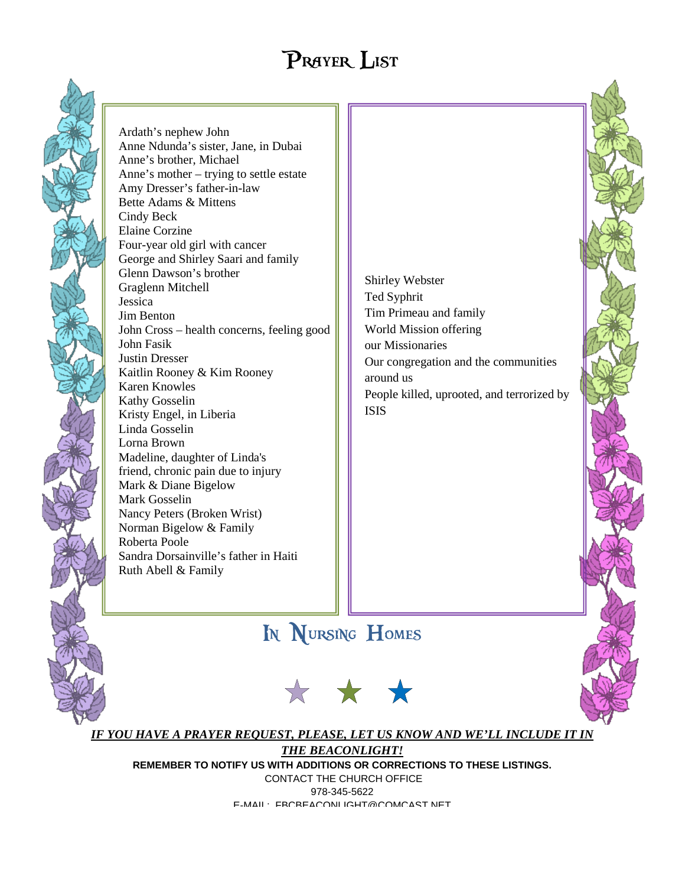# Prayer List

Ardath's nephew John
Anne Ndunda's sister, Jane, in Dubai
Anne's brother, Michael
Anne's mother – trying to settle estate
Amy Dresser's father-in-law
Bette Adams & Mittens
Cindy Beck
Elaine Corzine
Four-year old girl with cancer
George and Shirley Saari and family
Glenn Dawson's brother
Graglenn Mitchell
Jessica
Jim Benton
John Cross – health concerns, feeling good
John Fasik
Justin Dresser
Kaitlin Rooney & Kim Rooney
Karen Knowles
Kathy Gosselin
Kristy Engel, in Liberia
Linda Gosselin
Lorna Brown
Madeline, daughter of Linda's friend, chronic pain due to injury
Mark & Diane Bigelow
Mark Gosselin
Nancy Peters (Broken Wrist)
Norman Bigelow & Family
Roberta Poole
Sandra Dorsainville's father in Haiti
Ruth Abell & Family

Shirley Webster
Ted Syphrit
Tim Primeau and family
World Mission offering
our Missionaries
Our congregation and the communities around us
People killed, uprooted, and terrorized by ISIS

## In Nursing Homes

***IF YOU HAVE A PRAYER REQUEST, PLEASE, LET US KNOW AND WE'LL INCLUDE IT IN THE BEACONLIGHT!***

**REMEMBER TO NOTIFY US WITH ADDITIONS OR CORRECTIONS TO THESE LISTINGS.**

CONTACT THE CHURCH OFFICE
978-345-5622
E-MAIL: FBCBEACONLIGHT@COMCAST.NET